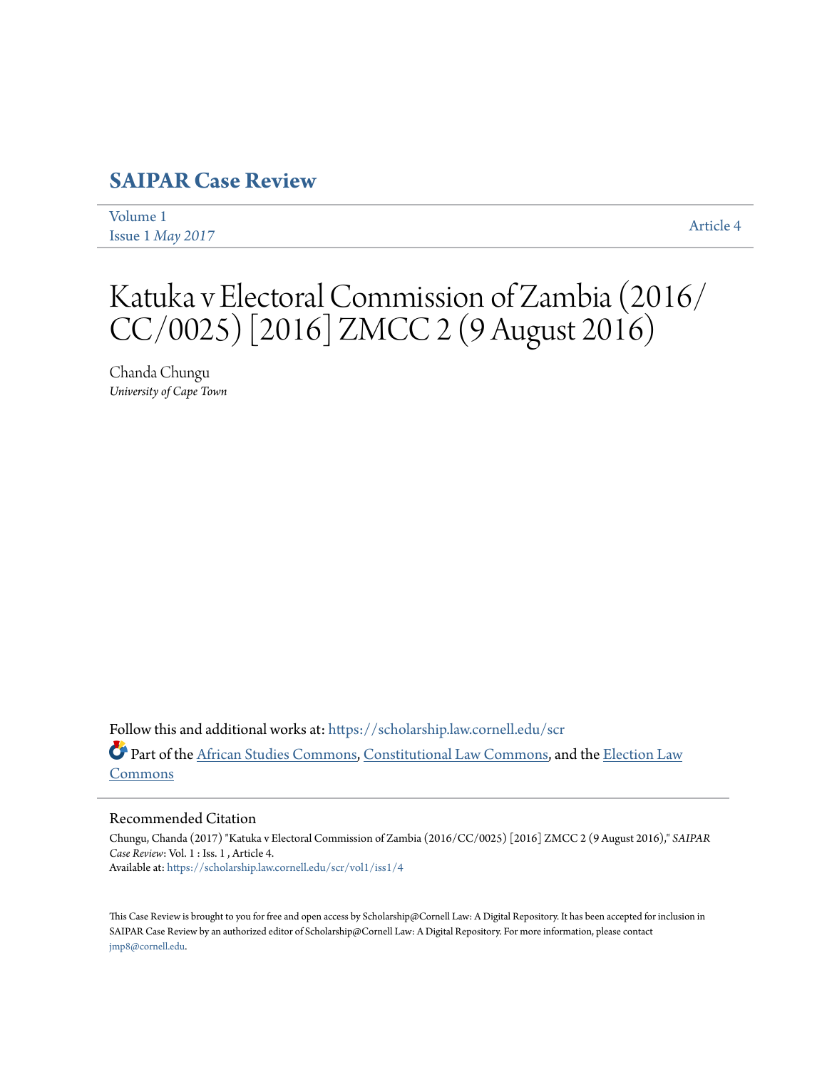# SAIPAR Case Review

Volume 1
Issue 1 *May 2017*

Article 4

# Katuka v Electoral Commission of Zambia (2016/CC/0025) [2016] ZMCC 2 (9 August 2016)

Chanda Chungu
*University of Cape Town*

Follow this and additional works at: https://scholarship.law.cornell.edu/scr

Part of the African Studies Commons, Constitutional Law Commons, and the Election Law Commons

## Recommended Citation

Chungu, Chanda (2017) "Katuka v Electoral Commission of Zambia (2016/CC/0025) [2016] ZMCC 2 (9 August 2016)," *SAIPAR Case Review*: Vol. 1 : Iss. 1 , Article 4.
Available at: https://scholarship.law.cornell.edu/scr/vol1/iss1/4

This Case Review is brought to you for free and open access by Scholarship@Cornell Law: A Digital Repository. It has been accepted for inclusion in SAIPAR Case Review by an authorized editor of Scholarship@Cornell Law: A Digital Repository. For more information, please contact jmp8@cornell.edu.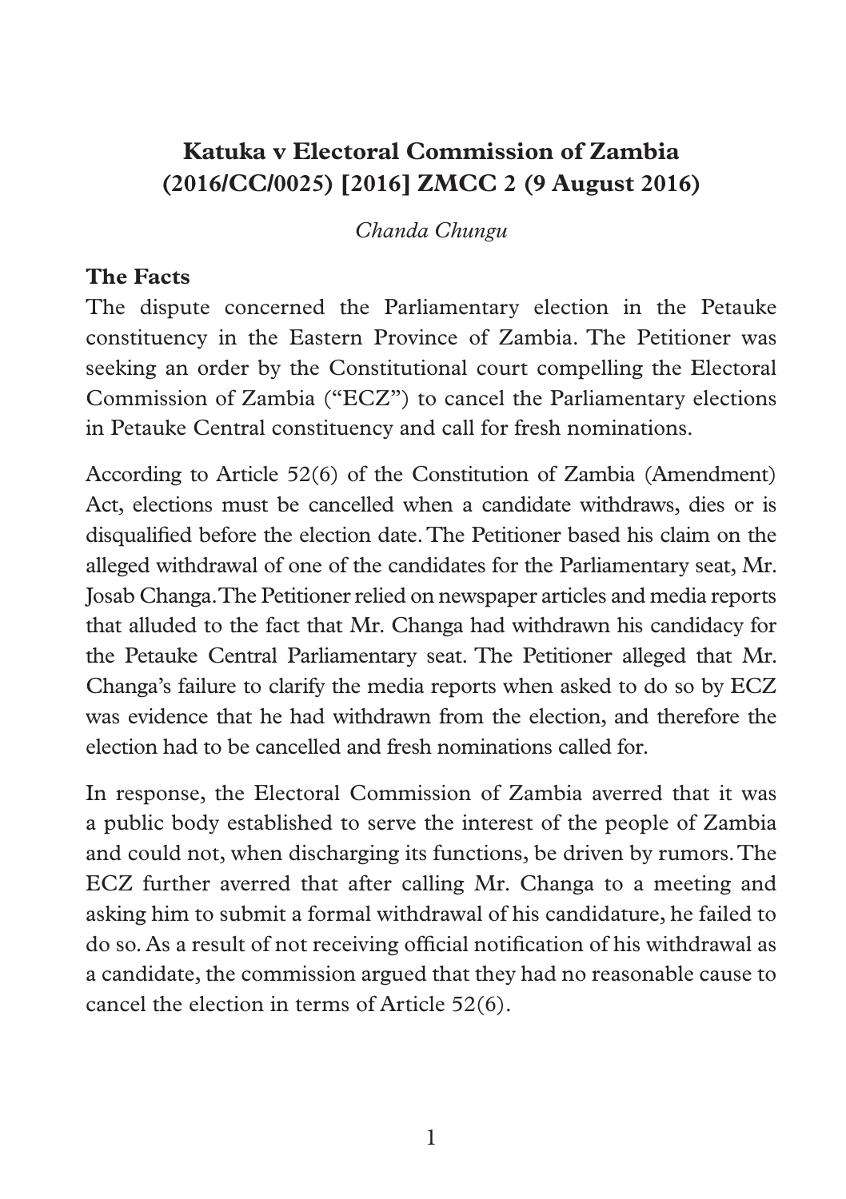# Katuka v Electoral Commission of Zambia (2016/CC/0025) [2016] ZMCC 2 (9 August 2016)

*Chanda Chungu*

## The Facts

The dispute concerned the Parliamentary election in the Petauke constituency in the Eastern Province of Zambia. The Petitioner was seeking an order by the Constitutional court compelling the Electoral Commission of Zambia ("ECZ") to cancel the Parliamentary elections in Petauke Central constituency and call for fresh nominations.

According to Article 52(6) of the Constitution of Zambia (Amendment) Act, elections must be cancelled when a candidate withdraws, dies or is disqualified before the election date. The Petitioner based his claim on the alleged withdrawal of one of the candidates for the Parliamentary seat, Mr. Josab Changa. The Petitioner relied on newspaper articles and media reports that alluded to the fact that Mr. Changa had withdrawn his candidacy for the Petauke Central Parliamentary seat. The Petitioner alleged that Mr. Changa's failure to clarify the media reports when asked to do so by ECZ was evidence that he had withdrawn from the election, and therefore the election had to be cancelled and fresh nominations called for.

In response, the Electoral Commission of Zambia averred that it was a public body established to serve the interest of the people of Zambia and could not, when discharging its functions, be driven by rumors. The ECZ further averred that after calling Mr. Changa to a meeting and asking him to submit a formal withdrawal of his candidature, he failed to do so. As a result of not receiving official notification of his withdrawal as a candidate, the commission argued that they had no reasonable cause to cancel the election in terms of Article 52(6).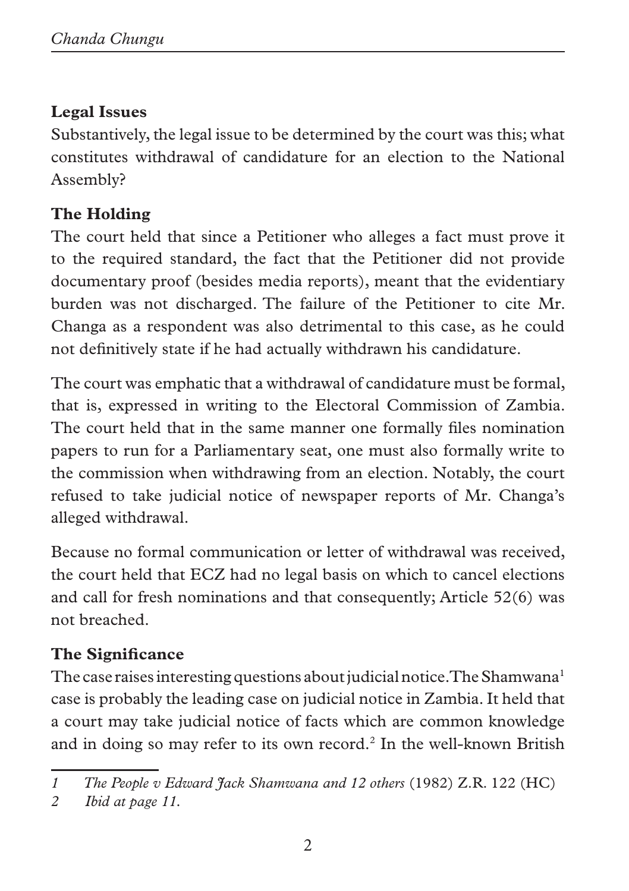**Legal Issues**

Substantively, the legal issue to be determined by the court was this; what constitutes withdrawal of candidature for an election to the National Assembly?

**The Holding**

The court held that since a Petitioner who alleges a fact must prove it to the required standard, the fact that the Petitioner did not provide documentary proof (besides media reports), meant that the evidentiary burden was not discharged. The failure of the Petitioner to cite Mr. Changa as a respondent was also detrimental to this case, as he could not definitively state if he had actually withdrawn his candidature.

The court was emphatic that a withdrawal of candidature must be formal, that is, expressed in writing to the Electoral Commission of Zambia. The court held that in the same manner one formally files nomination papers to run for a Parliamentary seat, one must also formally write to the commission when withdrawing from an election. Notably, the court refused to take judicial notice of newspaper reports of Mr. Changa's alleged withdrawal.

Because no formal communication or letter of withdrawal was received, the court held that ECZ had no legal basis on which to cancel elections and call for fresh nominations and that consequently; Article 52(6) was not breached.

**The Significance**

The case raises interesting questions about judicial notice. The Shamwana[1] case is probably the leading case on judicial notice in Zambia. It held that a court may take judicial notice of facts which are common knowledge and in doing so may refer to its own record.[2] In the well-known British

---

1 *The People v Edward Jack Shamwana and 12 others* (1982) Z.R. 122 (HC)

2 *Ibid at page 11.*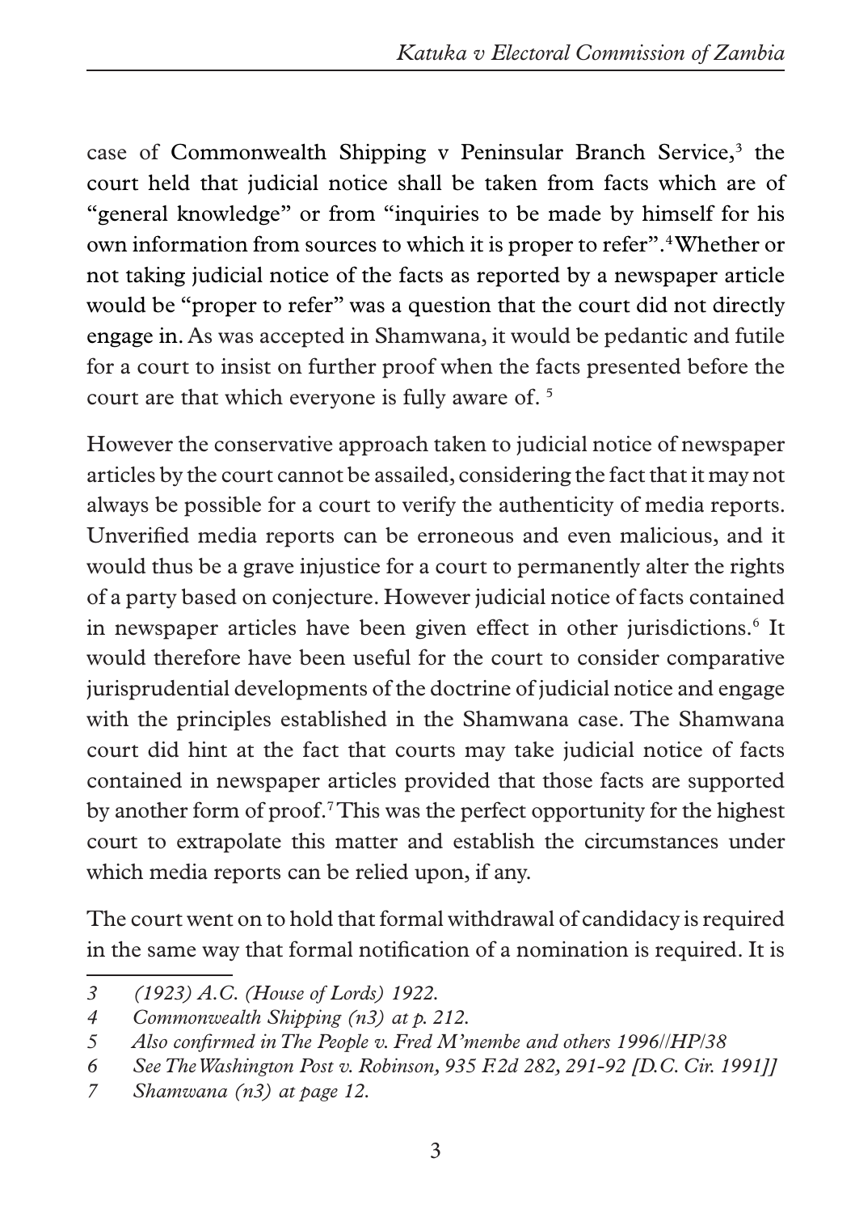case of Commonwealth Shipping v Peninsular Branch Service,[3] the court held that judicial notice shall be taken from facts which are of "general knowledge" or from "inquiries to be made by himself for his own information from sources to which it is proper to refer".[4] Whether or not taking judicial notice of the facts as reported by a newspaper article would be "proper to refer" was a question that the court did not directly engage in. As was accepted in Shamwana, it would be pedantic and futile for a court to insist on further proof when the facts presented before the court are that which everyone is fully aware of. [5]

However the conservative approach taken to judicial notice of newspaper articles by the court cannot be assailed, considering the fact that it may not always be possible for a court to verify the authenticity of media reports. Unverified media reports can be erroneous and even malicious, and it would thus be a grave injustice for a court to permanently alter the rights of a party based on conjecture. However judicial notice of facts contained in newspaper articles have been given effect in other jurisdictions.[6] It would therefore have been useful for the court to consider comparative jurisprudential developments of the doctrine of judicial notice and engage with the principles established in the Shamwana case. The Shamwana court did hint at the fact that courts may take judicial notice of facts contained in newspaper articles provided that those facts are supported by another form of proof.[7] This was the perfect opportunity for the highest court to extrapolate this matter and establish the circumstances under which media reports can be relied upon, if any.

The court went on to hold that formal withdrawal of candidacy is required in the same way that formal notification of a nomination is required. It is

---

*3 (1923) A.C. (House of Lords) 1922.*

*4 Commonwealth Shipping (n3) at p. 212.*

*5 Also confirmed in The People v. Fred M'membe and others 1996//HP/38*

*6 See The Washington Post v. Robinson, 935 F.2d 282, 291-92 [D.C. Cir. 1991]]*

*7 Shamwana (n3) at page 12.*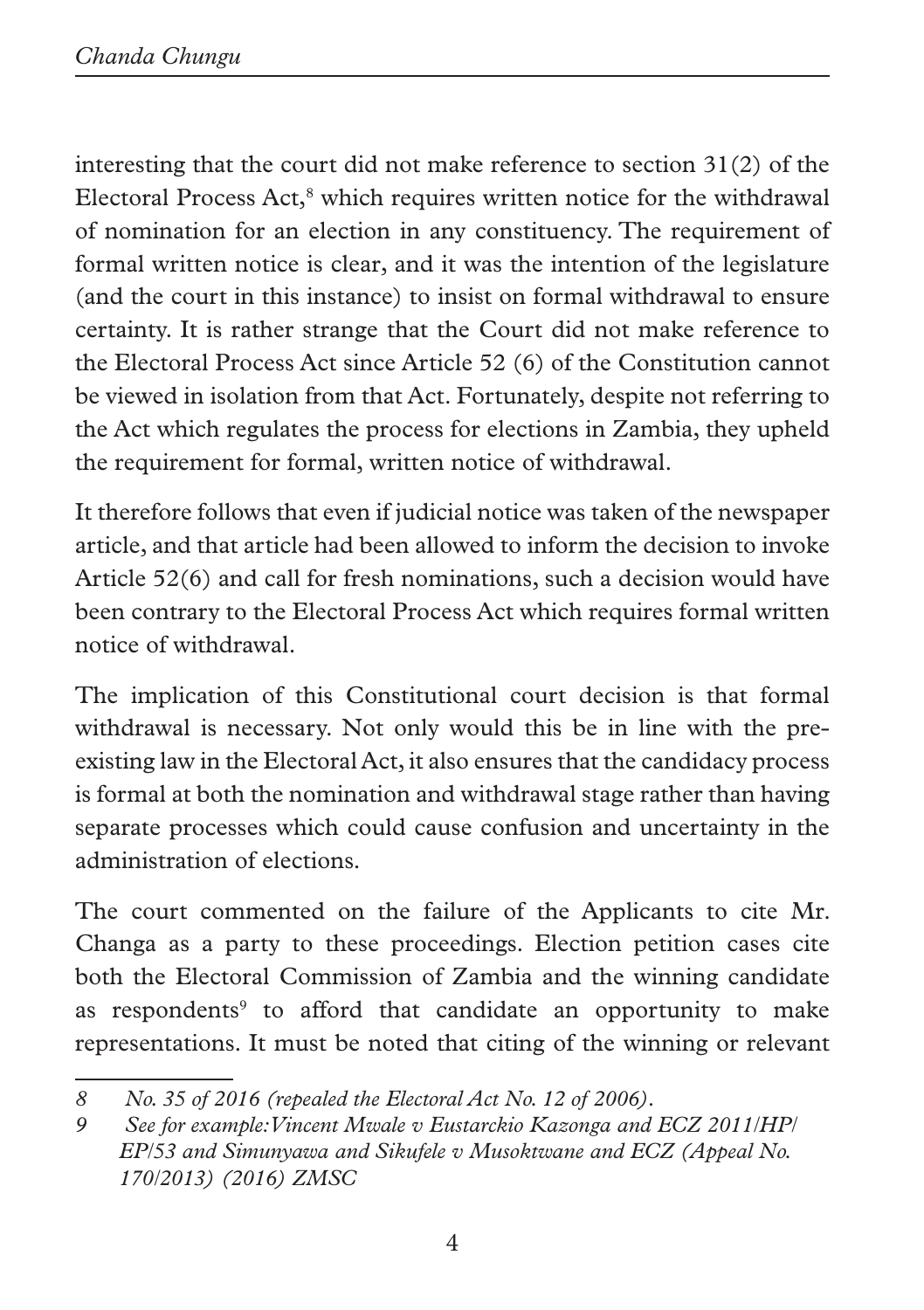interesting that the court did not make reference to section 31(2) of the Electoral Process Act,[8] which requires written notice for the withdrawal of nomination for an election in any constituency. The requirement of formal written notice is clear, and it was the intention of the legislature (and the court in this instance) to insist on formal withdrawal to ensure certainty. It is rather strange that the Court did not make reference to the Electoral Process Act since Article 52 (6) of the Constitution cannot be viewed in isolation from that Act. Fortunately, despite not referring to the Act which regulates the process for elections in Zambia, they upheld the requirement for formal, written notice of withdrawal.

It therefore follows that even if judicial notice was taken of the newspaper article, and that article had been allowed to inform the decision to invoke Article 52(6) and call for fresh nominations, such a decision would have been contrary to the Electoral Process Act which requires formal written notice of withdrawal.

The implication of this Constitutional court decision is that formal withdrawal is necessary. Not only would this be in line with the pre-existing law in the Electoral Act, it also ensures that the candidacy process is formal at both the nomination and withdrawal stage rather than having separate processes which could cause confusion and uncertainty in the administration of elections.

The court commented on the failure of the Applicants to cite Mr. Changa as a party to these proceedings. Election petition cases cite both the Electoral Commission of Zambia and the winning candidate as respondents[9] to afford that candidate an opportunity to make representations. It must be noted that citing of the winning or relevant

---

*8 No. 35 of 2016 (repealed the Electoral Act No. 12 of 2006).*

*9 See for example: Vincent Mwale v Eustarckio Kazonga and ECZ 2011/HP/EP/53 and Simunyawa and Sikufele v Musokwane and ECZ (Appeal No. 170/2013) (2016) ZMSC*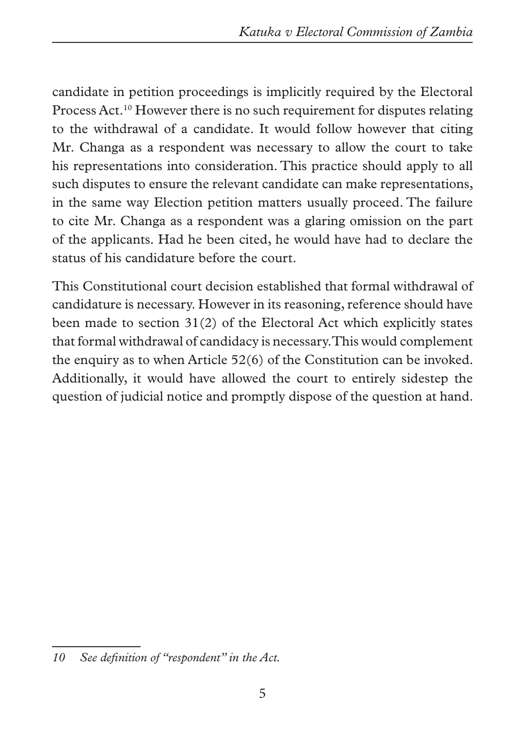candidate in petition proceedings is implicitly required by the Electoral Process Act.[10] However there is no such requirement for disputes relating to the withdrawal of a candidate. It would follow however that citing Mr. Changa as a respondent was necessary to allow the court to take his representations into consideration. This practice should apply to all such disputes to ensure the relevant candidate can make representations, in the same way Election petition matters usually proceed. The failure to cite Mr. Changa as a respondent was a glaring omission on the part of the applicants. Had he been cited, he would have had to declare the status of his candidature before the court.

This Constitutional court decision established that formal withdrawal of candidature is necessary. However in its reasoning, reference should have been made to section 31(2) of the Electoral Act which explicitly states that formal withdrawal of candidacy is necessary. This would complement the enquiry as to when Article 52(6) of the Constitution can be invoked. Additionally, it would have allowed the court to entirely sidestep the question of judicial notice and promptly dispose of the question at hand.

---

*10 See definition of "respondent" in the Act.*